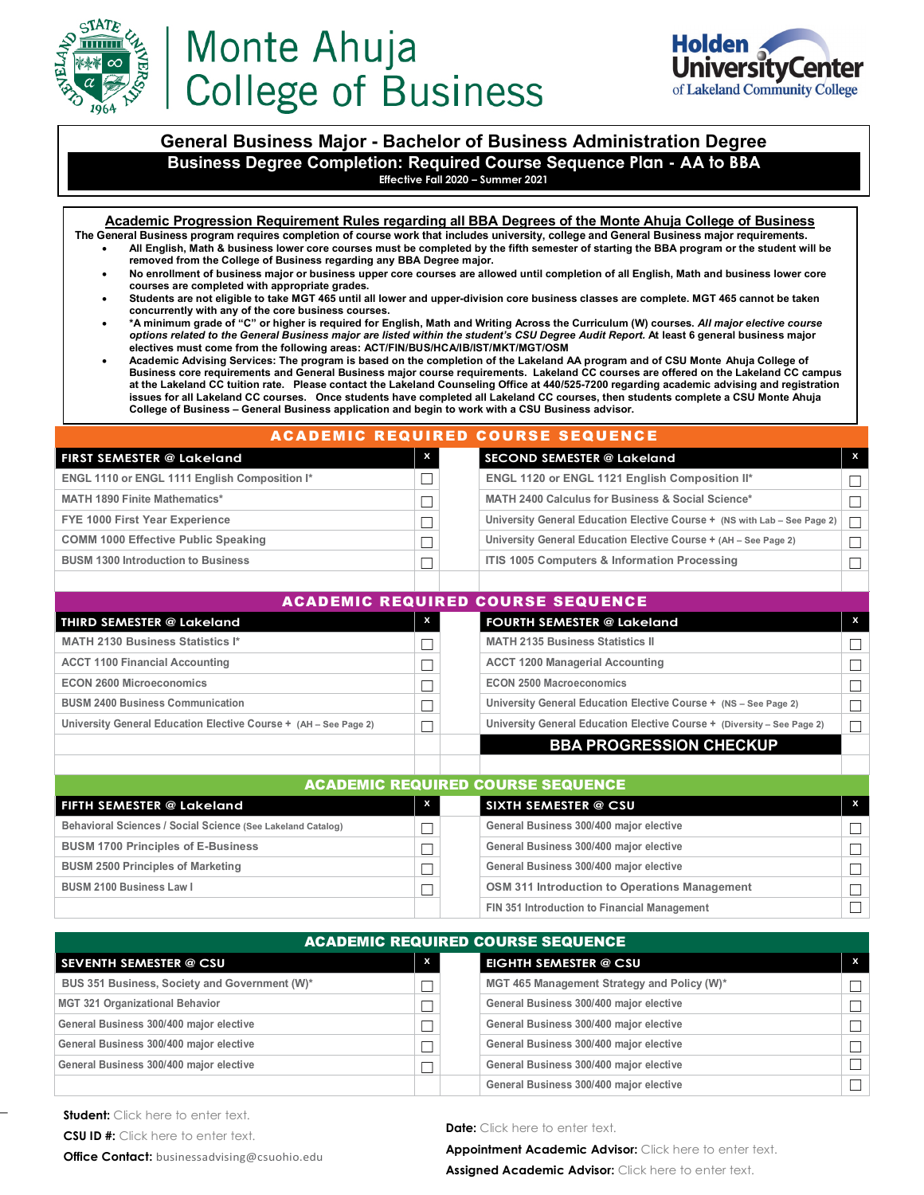Monte Ahuja College of Business

Holden University Center of Lakeland Community College

# General Business Major - Bachelor of Business Administration Degree

## Business Degree Completion: Required Course Sequence Plan - AA to BBA

**Effective Fall 2020 – Summer 2021**

### Academic Progression Requirement Rules regarding all BBA Degrees of the Monte Ahuja College of Business

**The General Business program requires completion of course work that includes university, college and General Business major requirements.**

- **All English, Math & business lower core courses must be completed by the fifth semester of starting the BBA program or the student will be removed from the College of Business regarding any BBA Degree major.**
- **No enrollment of business major or business upper core courses are allowed until completion of all English, Math and business lower core courses are completed with appropriate grades.**
- **Students are not eligible to take MGT 465 until all lower and upper-division core business classes are complete. MGT 465 cannot be taken concurrently with any of the core business courses.**
- **\*A minimum grade of "C" or higher is required for English, Math and Writing Across the Curriculum (W) courses. *All major elective course options related to the General Business major are listed within the student's CSU Degree Audit Report.* At least 6 general business major electives must come from the following areas: ACT/FIN/BUS/HCA/IB/IST/MKT/MGT/OSM**
- **Academic Advising Services: The program is based on the completion of the Lakeland AA program and of CSU Monte Ahuja College of Business core requirements and General Business major course requirements. Lakeland CC courses are offered on the Lakeland CC campus at the Lakeland CC tuition rate. Please contact the Lakeland Counseling Office at 440/525-7200 regarding academic advising and registration issues for all Lakeland CC courses. Once students have completed all Lakeland CC courses, then students complete a CSU Monte Ahuja College of Business – General Business application and begin to work with a CSU Business advisor.**

### ACADEMIC REQUIRED COURSE SEQUENCE

| FIRST SEMESTER @ Lakeland | x | SECOND SEMESTER @ Lakeland | x |
|---|---|---|---|
| ENGL 1110 or ENGL 1111 English Composition I* | ☐ | ENGL 1120 or ENGL 1121 English Composition II* | ☐ |
| MATH 1890 Finite Mathematics* | ☐ | MATH 2400 Calculus for Business & Social Science* | ☐ |
| FYE 1000 First Year Experience | ☐ | University General Education Elective Course + (NS with Lab – See Page 2) | ☐ |
| COMM 1000 Effective Public Speaking | ☐ | University General Education Elective Course + (AH – See Page 2) | ☐ |
| BUSM 1300 Introduction to Business | ☐ | ITIS 1005 Computers & Information Processing | ☐ |

### ACADEMIC REQUIRED COURSE SEQUENCE

| THIRD SEMESTER @ Lakeland | x | FOURTH SEMESTER @ Lakeland | x |
|---|---|---|---|
| MATH 2130 Business Statistics I* | ☐ | MATH 2135 Business Statistics II | ☐ |
| ACCT 1100 Financial Accounting | ☐ | ACCT 1200 Managerial Accounting | ☐ |
| ECON 2600 Microeconomics | ☐ | ECON 2500 Macroeconomics | ☐ |
| BUSM 2400 Business Communication | ☐ | University General Education Elective Course + (NS – See Page 2) | ☐ |
| University General Education Elective Course + (AH – See Page 2) | ☐ | University General Education Elective Course + (Diversity – See Page 2) | ☐ |
| | | **BBA PROGRESSION CHECKUP** | |

### ACADEMIC REQUIRED COURSE SEQUENCE

| FIFTH SEMESTER @ Lakeland | x | SIXTH SEMESTER @ CSU | x |
|---|---|---|---|
| Behavioral Sciences / Social Science (See Lakeland Catalog) | ☐ | General Business 300/400 major elective | ☐ |
| BUSM 1700 Principles of E-Business | ☐ | General Business 300/400 major elective | ☐ |
| BUSM 2500 Principles of Marketing | ☐ | General Business 300/400 major elective | ☐ |
| BUSM 2100 Business Law I | ☐ | OSM 311 Introduction to Operations Management | ☐ |
| | | FIN 351 Introduction to Financial Management | ☐ |

### ACADEMIC REQUIRED COURSE SEQUENCE

| SEVENTH SEMESTER @ CSU | x | EIGHTH SEMESTER @ CSU | x |
|---|---|---|---|
| BUS 351 Business, Society and Government (W)* | ☐ | MGT 465 Management Strategy and Policy (W)* | ☐ |
| MGT 321 Organizational Behavior | ☐ | General Business 300/400 major elective | ☐ |
| General Business 300/400 major elective | ☐ | General Business 300/400 major elective | ☐ |
| General Business 300/400 major elective | ☐ | General Business 300/400 major elective | ☐ |
| General Business 300/400 major elective | ☐ | General Business 300/400 major elective | ☐ |
| | | General Business 300/400 major elective | ☐ |

**Student:** Click here to enter text.

**CSU ID #:** Click here to enter text.

**Office Contact:** businessadvising@csuohio.edu

**Date:** Click here to enter text.

**Appointment Academic Advisor:** Click here to enter text.

**Assigned Academic Advisor:** Click here to enter text.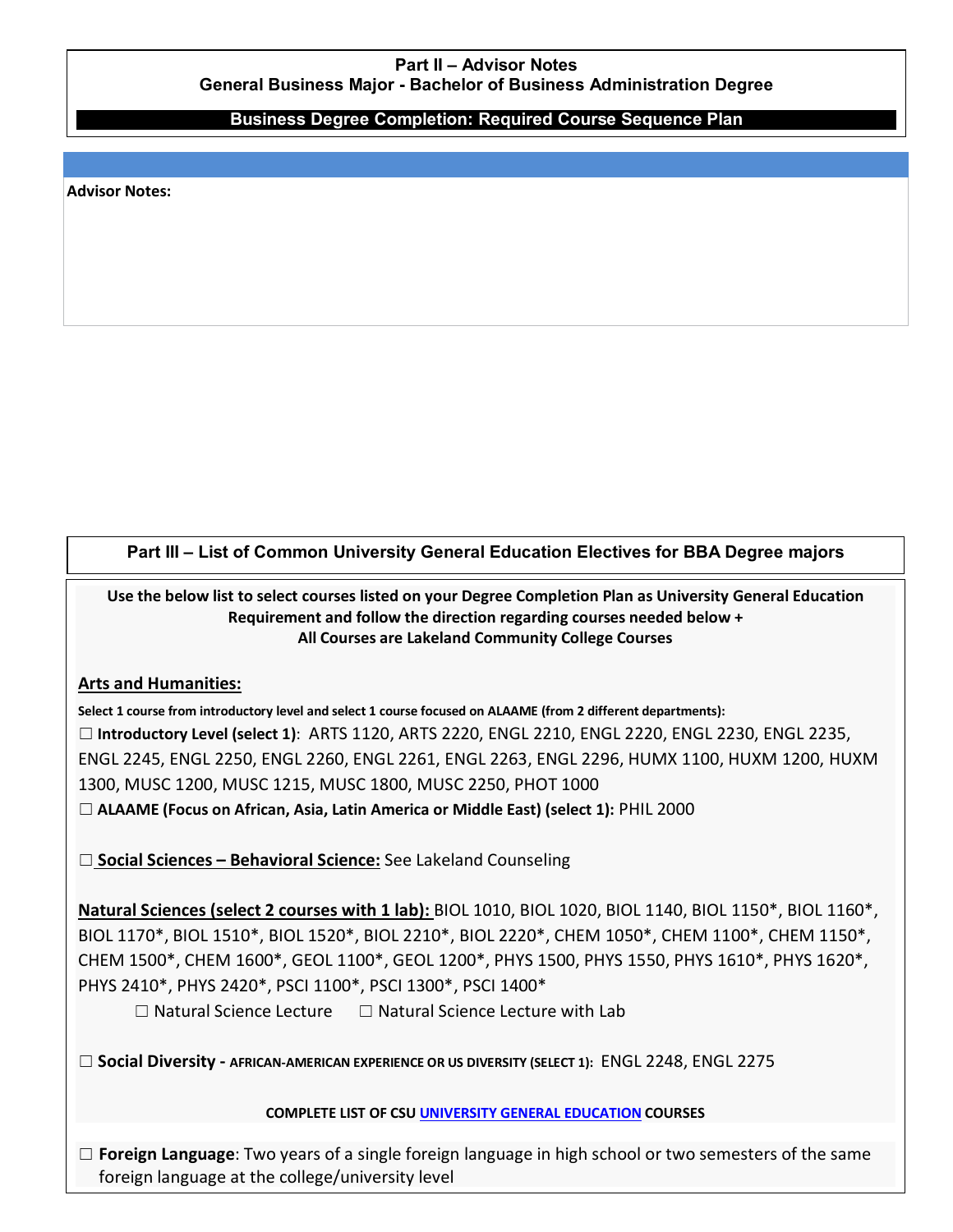## Part II – Advisor Notes

### General Business Major - Bachelor of Business Administration Degree

**Business Degree Completion: Required Course Sequence Plan**

**Advisor Notes:**

## Part III – List of Common University General Education Electives for BBA Degree majors

**Use the below list to select courses listed on your Degree Completion Plan as University General Education Requirement and follow the direction regarding courses needed below +**
**All Courses are Lakeland Community College Courses**

**Arts and Humanities:**

**Select 1 course from introductory level and select 1 course focused on ALAAME (from 2 different departments):**

☐ **Introductory Level (select 1)**: ARTS 1120, ARTS 2220, ENGL 2210, ENGL 2220, ENGL 2230, ENGL 2235, ENGL 2245, ENGL 2250, ENGL 2260, ENGL 2261, ENGL 2263, ENGL 2296, HUMX 1100, HUXM 1200, HUXM 1300, MUSC 1200, MUSC 1215, MUSC 1800, MUSC 2250, PHOT 1000

☐ **ALAAME (Focus on African, Asia, Latin America or Middle East) (select 1):** PHIL 2000

☐ **Social Sciences – Behavioral Science:** See Lakeland Counseling

**Natural Sciences (select 2 courses with 1 lab):** BIOL 1010, BIOL 1020, BIOL 1140, BIOL 1150*, BIOL 1160*, BIOL 1170*, BIOL 1510*, BIOL 1520*, BIOL 2210*, BIOL 2220*, CHEM 1050*, CHEM 1100*, CHEM 1150*, CHEM 1500*, CHEM 1600*, GEOL 1100*, GEOL 1200*, PHYS 1500, PHYS 1550, PHYS 1610*, PHYS 1620*, PHYS 2410*, PHYS 2420*, PSCI 1100*, PSCI 1300*, PSCI 1400*

☐ Natural Science Lecture ☐ Natural Science Lecture with Lab

☐ **Social Diversity - AFRICAN-AMERICAN EXPERIENCE OR US DIVERSITY (SELECT 1):** ENGL 2248, ENGL 2275

**COMPLETE LIST OF CSU UNIVERSITY GENERAL EDUCATION COURSES**

☐ **Foreign Language**: Two years of a single foreign language in high school or two semesters of the same foreign language at the college/university level